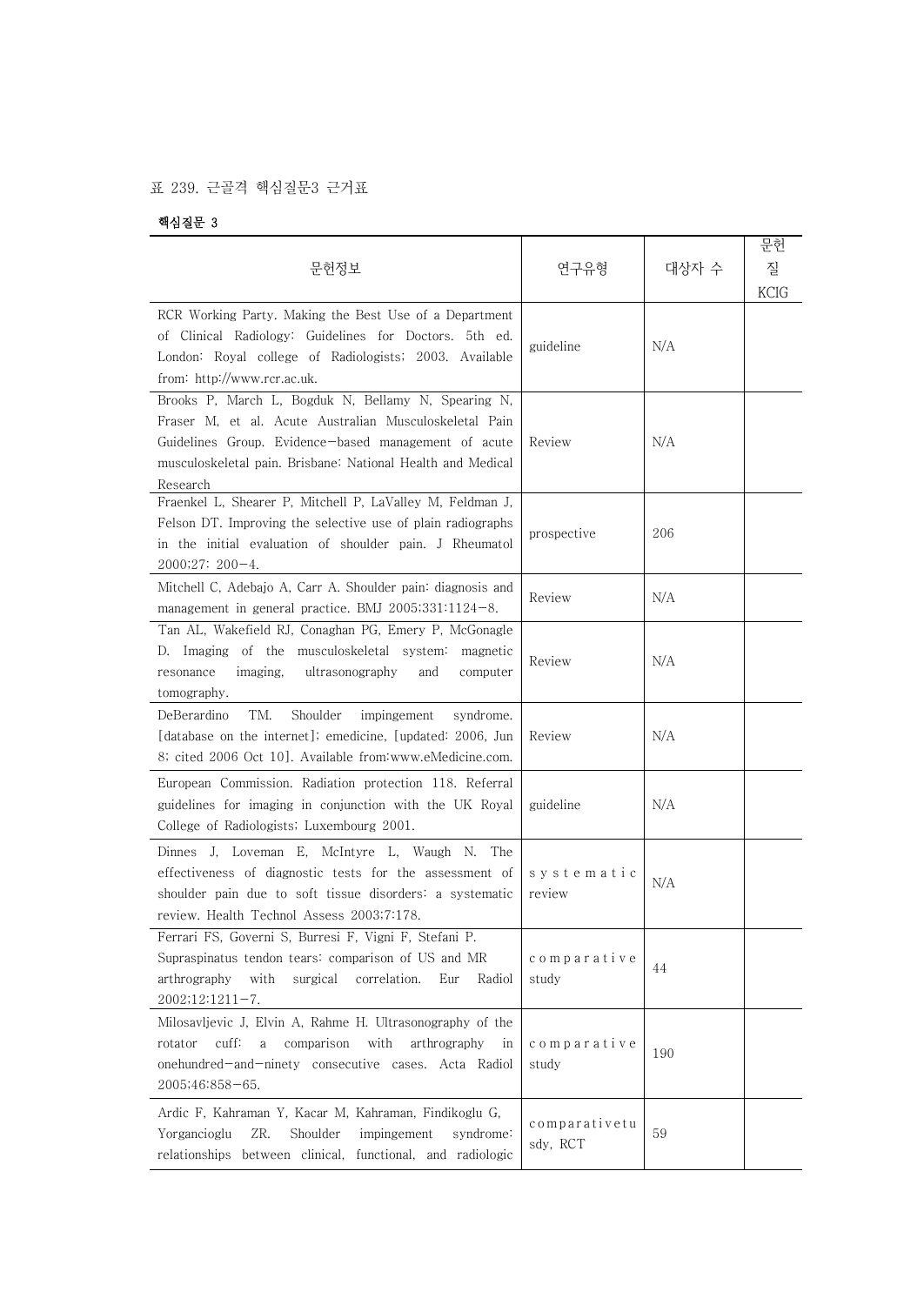표 239. 근골격 핵심질문3 근거표

**핵심질문 3**

| 문헌정보 | 연구유형 | 대상자 수 | 문헌 질 KCIG |
|---|---|---|---|
| RCR Working Party. Making the Best Use of a Department of Clinical Radiology: Guidelines for Doctors. 5th ed. London: Royal college of Radiologists; 2003. Available from: http://www.rcr.ac.uk. | guideline | N/A | |
| Brooks P, March L, Bogduk N, Bellamy N, Spearing N, Fraser M, et al. Acute Australian Musculoskeletal Pain Guidelines Group. Evidence-based management of acute musculoskeletal pain. Brisbane: National Health and Medical Research | Review | N/A | |
| Fraenkel L, Shearer P, Mitchell P, LaValley M, Feldman J, Felson DT. Improving the selective use of plain radiographs in the initial evaluation of shoulder pain. J Rheumatol 2000;27: 200-4. | prospective | 206 | |
| Mitchell C, Adebajo A, Carr A. Shoulder pain: diagnosis and management in general practice. BMJ 2005;331:1124-8. | Review | N/A | |
| Tan AL, Wakefield RJ, Conaghan PG, Emery P, McGonagle D. Imaging of the musculoskeletal system: magnetic resonance imaging, ultrasonography and computer tomography. | Review | N/A | |
| DeBerardino TM. Shoulder impingement syndrome. [database on the internet]; emedicine, [updated: 2006, Jun 8; cited 2006 Oct 10]. Available from:www.eMedicine.com. | Review | N/A | |
| European Commission. Radiation protection 118. Referral guidelines for imaging in conjunction with the UK Royal College of Radiologists; Luxembourg 2001. | guideline | N/A | |
| Dinnes J, Loveman E, McIntyre L, Waugh N. The effectiveness of diagnostic tests for the assessment of shoulder pain due to soft tissue disorders: a systematic review. Health Technol Assess 2003;7:178. | systematic review | N/A | |
| Ferrari FS, Governi S, Burresi F, Vigni F, Stefani P. Supraspinatus tendon tears: comparison of US and MR arthrography with surgical correlation. Eur Radiol 2002;12:1211-7. | comparative study | 44 | |
| Milosavljevic J, Elvin A, Rahme H. Ultrasonography of the rotator cuff: a comparison with arthrography in onehundred-and-ninety consecutive cases. Acta Radiol 2005;46:858-65. | comparative study | 190 | |
| Ardic F, Kahraman Y, Kacar M, Kahraman, Findikoglu G, Yorgancioglu ZR. Shoulder impingement syndrome: relationships between clinical, functional, and radiologic | comparativetusdy, RCT | 59 | |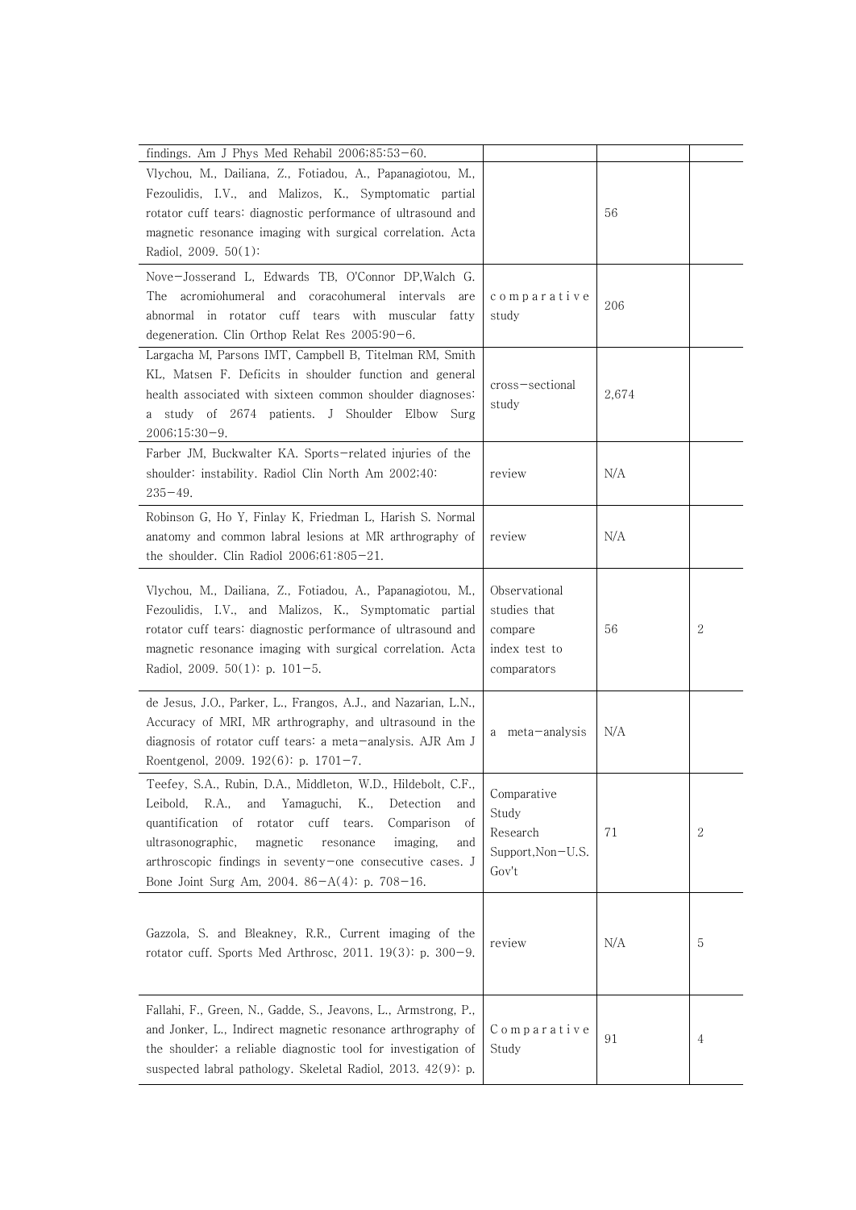| | | | |
|---|---|---|---|
| findings. Am J Phys Med Rehabil 2006;85:53−60. | | | |
| Vlychou, M., Dailiana, Z., Fotiadou, A., Papanagiotou, M., Fezoulidis, I.V., and Malizos, K., Symptomatic partial rotator cuff tears: diagnostic performance of ultrasound and magnetic resonance imaging with surgical correlation. Acta Radiol, 2009. 50(1): | | 56 | |
| Nove−Josserand L, Edwards TB, O'Connor DP,Walch G. The acromiohumeral and coracohumeral intervals are abnormal in rotator cuff tears with muscular fatty degeneration. Clin Orthop Relat Res 2005:90−6. | comparative study | 206 | |
| Largacha M, Parsons IMT, Campbell B, Titelman RM, Smith KL, Matsen F. Deficits in shoulder function and general health associated with sixteen common shoulder diagnoses: a study of 2674 patients. J Shoulder Elbow Surg 2006;15:30−9. | cross−sectional study | 2,674 | |
| Farber JM, Buckwalter KA. Sports−related injuries of the shoulder: instability. Radiol Clin North Am 2002;40: 235−49. | review | N/A | |
| Robinson G, Ho Y, Finlay K, Friedman L, Harish S. Normal anatomy and common labral lesions at MR arthrography of the shoulder. Clin Radiol 2006;61:805−21. | review | N/A | |
| Vlychou, M., Dailiana, Z., Fotiadou, A., Papanagiotou, M., Fezoulidis, I.V., and Malizos, K., Symptomatic partial rotator cuff tears: diagnostic performance of ultrasound and magnetic resonance imaging with surgical correlation. Acta Radiol, 2009. 50(1): p. 101−5. | Observational studies that compare index test to comparators | 56 | 2 |
| de Jesus, J.O., Parker, L., Frangos, A.J., and Nazarian, L.N., Accuracy of MRI, MR arthrography, and ultrasound in the diagnosis of rotator cuff tears: a meta−analysis. AJR Am J Roentgenol, 2009. 192(6): p. 1701−7. | a meta−analysis | N/A | |
| Teefey, S.A., Rubin, D.A., Middleton, W.D., Hildebolt, C.F., Leibold, R.A., and Yamaguchi, K., Detection and quantification of rotator cuff tears. Comparison of ultrasonographic, magnetic resonance imaging, and arthroscopic findings in seventy−one consecutive cases. J Bone Joint Surg Am, 2004. 86−A(4): p. 708−16. | Comparative Study Research Support,Non−U.S. Gov't | 71 | 2 |
| Gazzola, S. and Bleakney, R.R., Current imaging of the rotator cuff. Sports Med Arthrosc, 2011. 19(3): p. 300−9. | review | N/A | 5 |
| Fallahi, F., Green, N., Gadde, S., Jeavons, L., Armstrong, P., and Jonker, L., Indirect magnetic resonance arthrography of the shoulder; a reliable diagnostic tool for investigation of suspected labral pathology. Skeletal Radiol, 2013. 42(9): p. | Comparative Study | 91 | 4 |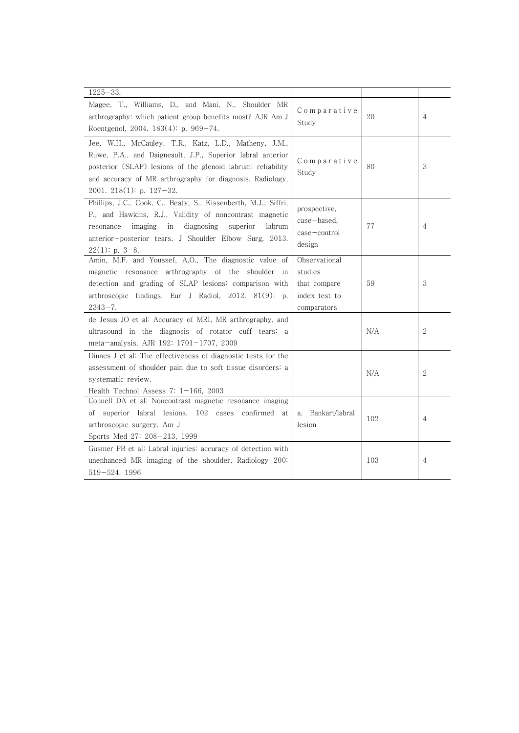| | | | |
|---|---|---|---|
| 1225−33. | | | |
| Magee, T., Williams, D., and Mani, N., Shoulder MR arthrography: which patient group benefits most? AJR Am J Roentgenol, 2004. 183(4): p. 969−74. | Comparative Study | 20 | 4 |
| Jee, W.H., McCauley, T.R., Katz, L.D., Matheny, J.M., Ruwe, P.A., and Daigneault, J.P., Superior labral anterior posterior (SLAP) lesions of the glenoid labrum: reliability and accuracy of MR arthrography for diagnosis. Radiology, 2001. 218(1): p. 127−32. | Comparative Study | 80 | 3 |
| Phillips, J.C., Cook, C., Beaty, S., Kissenberth, M.J., Siffri, P., and Hawkins, R.J., Validity of noncontrast magnetic resonance imaging in diagnosing superior labrum anterior−posterior tears. J Shoulder Elbow Surg, 2013. 22(1): p. 3−8. | prospective, case−based, case−control design | 77 | 4 |
| Amin, M.F. and Youssef, A.O., The diagnostic value of magnetic resonance arthrography of the shoulder in detection and grading of SLAP lesions: comparison with arthroscopic findings. Eur J Radiol, 2012. 81(9): p. 2343−7. | Observational studies that compare index test to comparators | 59 | 3 |
| de Jesus JO et al: Accuracy of MRI, MR arthrography, and ultrasound in the diagnosis of rotator cuff tears: a meta−analysis. AJR 192: 1701−1707, 2009 | | N/A | 2 |
| Dinnes J et al: The effectiveness of diagnostic tests for the assessment of shoulder pain due to soft tissue disorders: a systematic review. Health Technol Assess 7: 1−166, 2003 | | N/A | 2 |
| Connell DA et al: Noncontrast magnetic resonance imaging of superior labral lesions. 102 cases confirmed at arthroscopic surgery. Am J Sports Med 27: 208−213, 1999 | a. Bankart/labral lesion | 102 | 4 |
| Gusmer PB et al: Labral injuries: accuracy of detection with unenhanced MR imaging of the shoulder. Radiology 200: 519−524, 1996 | | 103 | 4 |